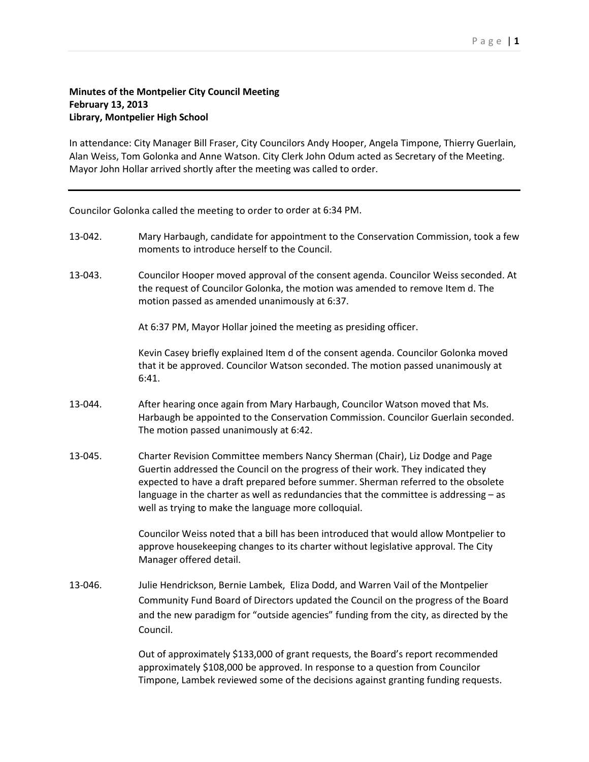**Minutes of the Montpelier City Council Meeting**
**February 13, 2013**
**Library, Montpelier High School**

In attendance: City Manager Bill Fraser, City Councilors Andy Hooper, Angela Timpone, Thierry Guerlain, Alan Weiss, Tom Golonka and Anne Watson. City Clerk John Odum acted as Secretary of the Meeting. Mayor John Hollar arrived shortly after the meeting was called to order.

---

Councilor Golonka called the meeting to order to order at 6:34 PM.

13-042. Mary Harbaugh, candidate for appointment to the Conservation Commission, took a few moments to introduce herself to the Council.

13-043. Councilor Hooper moved approval of the consent agenda. Councilor Weiss seconded. At the request of Councilor Golonka, the motion was amended to remove Item d. The motion passed as amended unanimously at 6:37.

At 6:37 PM, Mayor Hollar joined the meeting as presiding officer.

Kevin Casey briefly explained Item d of the consent agenda. Councilor Golonka moved that it be approved. Councilor Watson seconded. The motion passed unanimously at 6:41.

13-044. After hearing once again from Mary Harbaugh, Councilor Watson moved that Ms. Harbaugh be appointed to the Conservation Commission. Councilor Guerlain seconded. The motion passed unanimously at 6:42.

13-045. Charter Revision Committee members Nancy Sherman (Chair), Liz Dodge and Page Guertin addressed the Council on the progress of their work. They indicated they expected to have a draft prepared before summer. Sherman referred to the obsolete language in the charter as well as redundancies that the committee is addressing – as well as trying to make the language more colloquial.

Councilor Weiss noted that a bill has been introduced that would allow Montpelier to approve housekeeping changes to its charter without legislative approval. The City Manager offered detail.

13-046. Julie Hendrickson, Bernie Lambek, Eliza Dodd, and Warren Vail of the Montpelier Community Fund Board of Directors updated the Council on the progress of the Board and the new paradigm for "outside agencies" funding from the city, as directed by the Council.

Out of approximately $133,000 of grant requests, the Board's report recommended approximately $108,000 be approved. In response to a question from Councilor Timpone, Lambek reviewed some of the decisions against granting funding requests.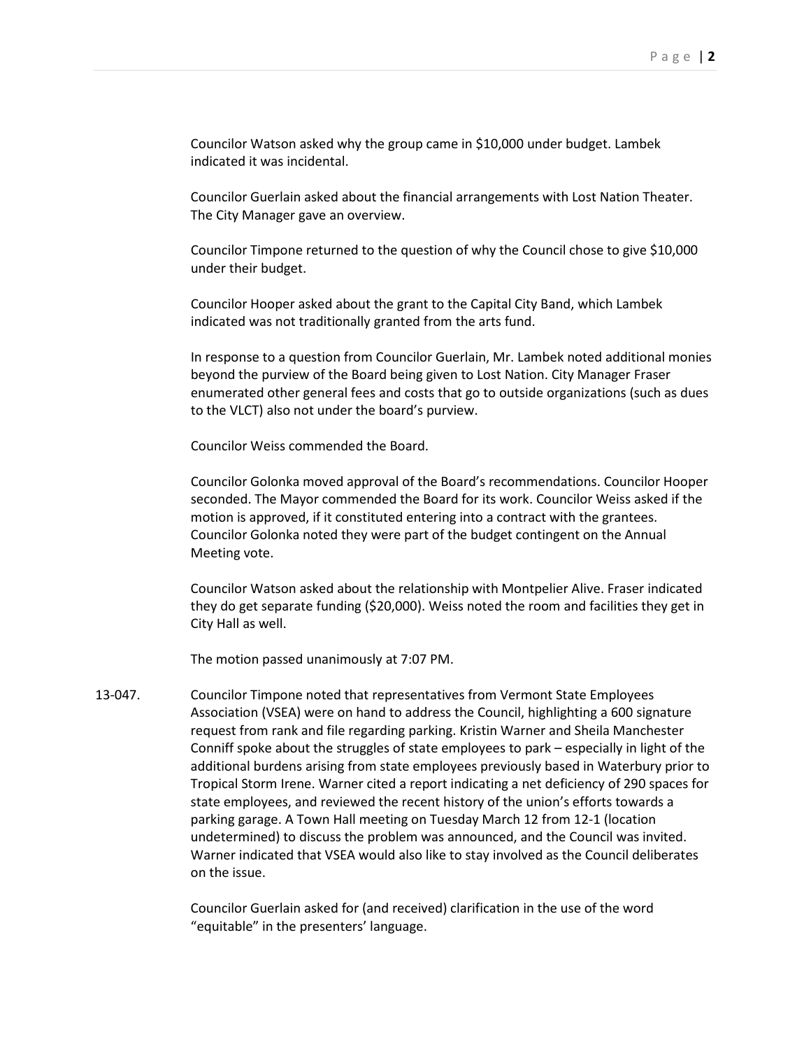Councilor Watson asked why the group came in $10,000 under budget. Lambek indicated it was incidental.

Councilor Guerlain asked about the financial arrangements with Lost Nation Theater. The City Manager gave an overview.

Councilor Timpone returned to the question of why the Council chose to give $10,000 under their budget.

Councilor Hooper asked about the grant to the Capital City Band, which Lambek indicated was not traditionally granted from the arts fund.

In response to a question from Councilor Guerlain, Mr. Lambek noted additional monies beyond the purview of the Board being given to Lost Nation. City Manager Fraser enumerated other general fees and costs that go to outside organizations (such as dues to the VLCT) also not under the board's purview.

Councilor Weiss commended the Board.

Councilor Golonka moved approval of the Board's recommendations. Councilor Hooper seconded. The Mayor commended the Board for its work. Councilor Weiss asked if the motion is approved, if it constituted entering into a contract with the grantees. Councilor Golonka noted they were part of the budget contingent on the Annual Meeting vote.

Councilor Watson asked about the relationship with Montpelier Alive. Fraser indicated they do get separate funding ($20,000). Weiss noted the room and facilities they get in City Hall as well.

The motion passed unanimously at 7:07 PM.

13-047. Councilor Timpone noted that representatives from Vermont State Employees Association (VSEA) were on hand to address the Council, highlighting a 600 signature request from rank and file regarding parking. Kristin Warner and Sheila Manchester Conniff spoke about the struggles of state employees to park – especially in light of the additional burdens arising from state employees previously based in Waterbury prior to Tropical Storm Irene. Warner cited a report indicating a net deficiency of 290 spaces for state employees, and reviewed the recent history of the union's efforts towards a parking garage. A Town Hall meeting on Tuesday March 12 from 12-1 (location undetermined) to discuss the problem was announced, and the Council was invited. Warner indicated that VSEA would also like to stay involved as the Council deliberates on the issue.

Councilor Guerlain asked for (and received) clarification in the use of the word "equitable" in the presenters' language.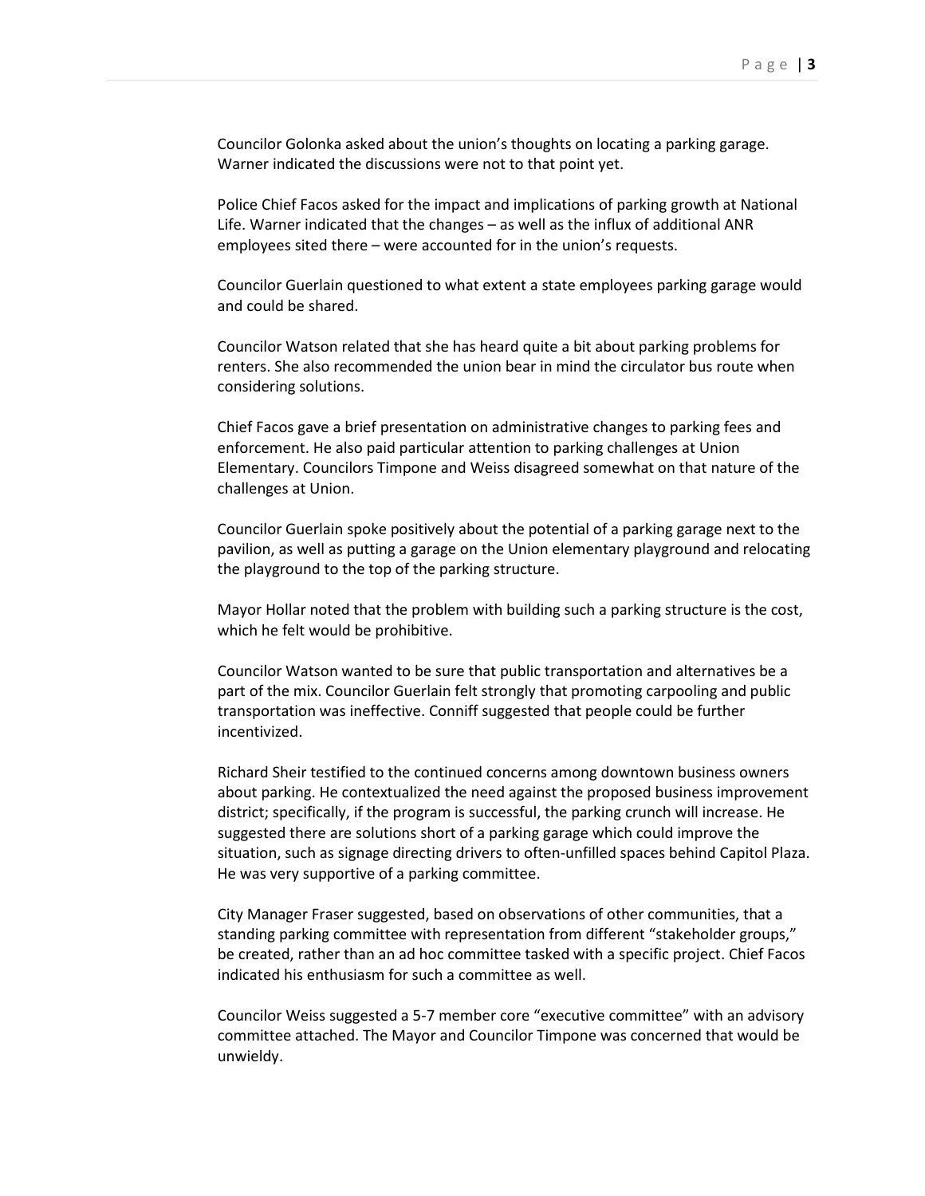Councilor Golonka asked about the union's thoughts on locating a parking garage. Warner indicated the discussions were not to that point yet.

Police Chief Facos asked for the impact and implications of parking growth at National Life. Warner indicated that the changes – as well as the influx of additional ANR employees sited there – were accounted for in the union's requests.

Councilor Guerlain questioned to what extent a state employees parking garage would and could be shared.

Councilor Watson related that she has heard quite a bit about parking problems for renters. She also recommended the union bear in mind the circulator bus route when considering solutions.

Chief Facos gave a brief presentation on administrative changes to parking fees and enforcement. He also paid particular attention to parking challenges at Union Elementary. Councilors Timpone and Weiss disagreed somewhat on that nature of the challenges at Union.

Councilor Guerlain spoke positively about the potential of a parking garage next to the pavilion, as well as putting a garage on the Union elementary playground and relocating the playground to the top of the parking structure.

Mayor Hollar noted that the problem with building such a parking structure is the cost, which he felt would be prohibitive.

Councilor Watson wanted to be sure that public transportation and alternatives be a part of the mix. Councilor Guerlain felt strongly that promoting carpooling and public transportation was ineffective. Conniff suggested that people could be further incentivized.

Richard Sheir testified to the continued concerns among downtown business owners about parking. He contextualized the need against the proposed business improvement district; specifically, if the program is successful, the parking crunch will increase. He suggested there are solutions short of a parking garage which could improve the situation, such as signage directing drivers to often-unfilled spaces behind Capitol Plaza. He was very supportive of a parking committee.

City Manager Fraser suggested, based on observations of other communities, that a standing parking committee with representation from different "stakeholder groups," be created, rather than an ad hoc committee tasked with a specific project. Chief Facos indicated his enthusiasm for such a committee as well.

Councilor Weiss suggested a 5-7 member core "executive committee" with an advisory committee attached. The Mayor and Councilor Timpone was concerned that would be unwieldy.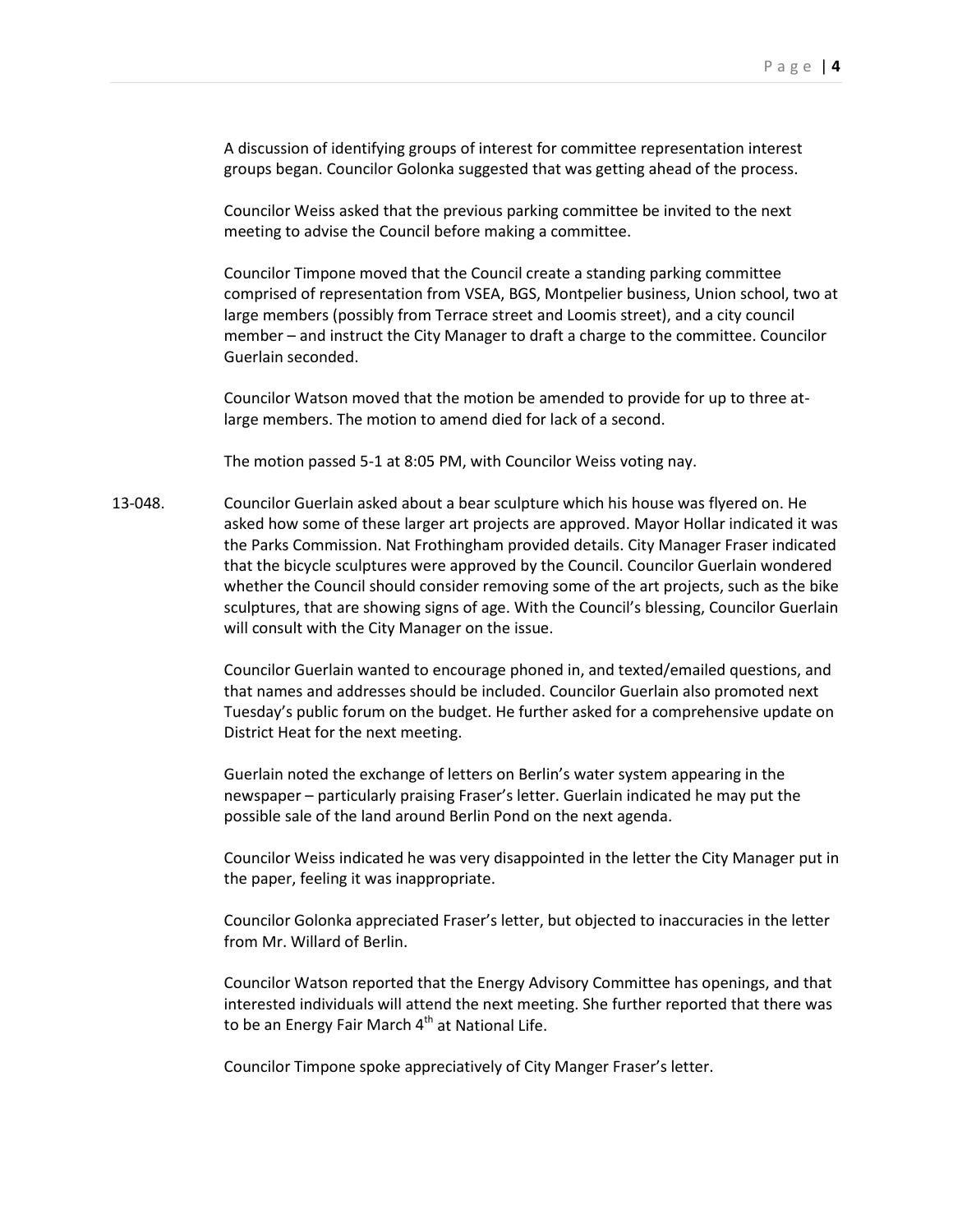A discussion of identifying groups of interest for committee representation interest groups began. Councilor Golonka suggested that was getting ahead of the process.

Councilor Weiss asked that the previous parking committee be invited to the next meeting to advise the Council before making a committee.

Councilor Timpone moved that the Council create a standing parking committee comprised of representation from VSEA, BGS, Montpelier business, Union school, two at large members (possibly from Terrace street and Loomis street), and a city council member – and instruct the City Manager to draft a charge to the committee. Councilor Guerlain seconded.

Councilor Watson moved that the motion be amended to provide for up to three at-large members. The motion to amend died for lack of a second.

The motion passed 5-1 at 8:05 PM, with Councilor Weiss voting nay.

13-048. Councilor Guerlain asked about a bear sculpture which his house was flyered on. He asked how some of these larger art projects are approved. Mayor Hollar indicated it was the Parks Commission. Nat Frothingham provided details. City Manager Fraser indicated that the bicycle sculptures were approved by the Council. Councilor Guerlain wondered whether the Council should consider removing some of the art projects, such as the bike sculptures, that are showing signs of age. With the Council's blessing, Councilor Guerlain will consult with the City Manager on the issue.

Councilor Guerlain wanted to encourage phoned in, and texted/emailed questions, and that names and addresses should be included. Councilor Guerlain also promoted next Tuesday's public forum on the budget. He further asked for a comprehensive update on District Heat for the next meeting.

Guerlain noted the exchange of letters on Berlin's water system appearing in the newspaper – particularly praising Fraser's letter. Guerlain indicated he may put the possible sale of the land around Berlin Pond on the next agenda.

Councilor Weiss indicated he was very disappointed in the letter the City Manager put in the paper, feeling it was inappropriate.

Councilor Golonka appreciated Fraser's letter, but objected to inaccuracies in the letter from Mr. Willard of Berlin.

Councilor Watson reported that the Energy Advisory Committee has openings, and that interested individuals will attend the next meeting. She further reported that there was to be an Energy Fair March 4th at National Life.

Councilor Timpone spoke appreciatively of City Manger Fraser's letter.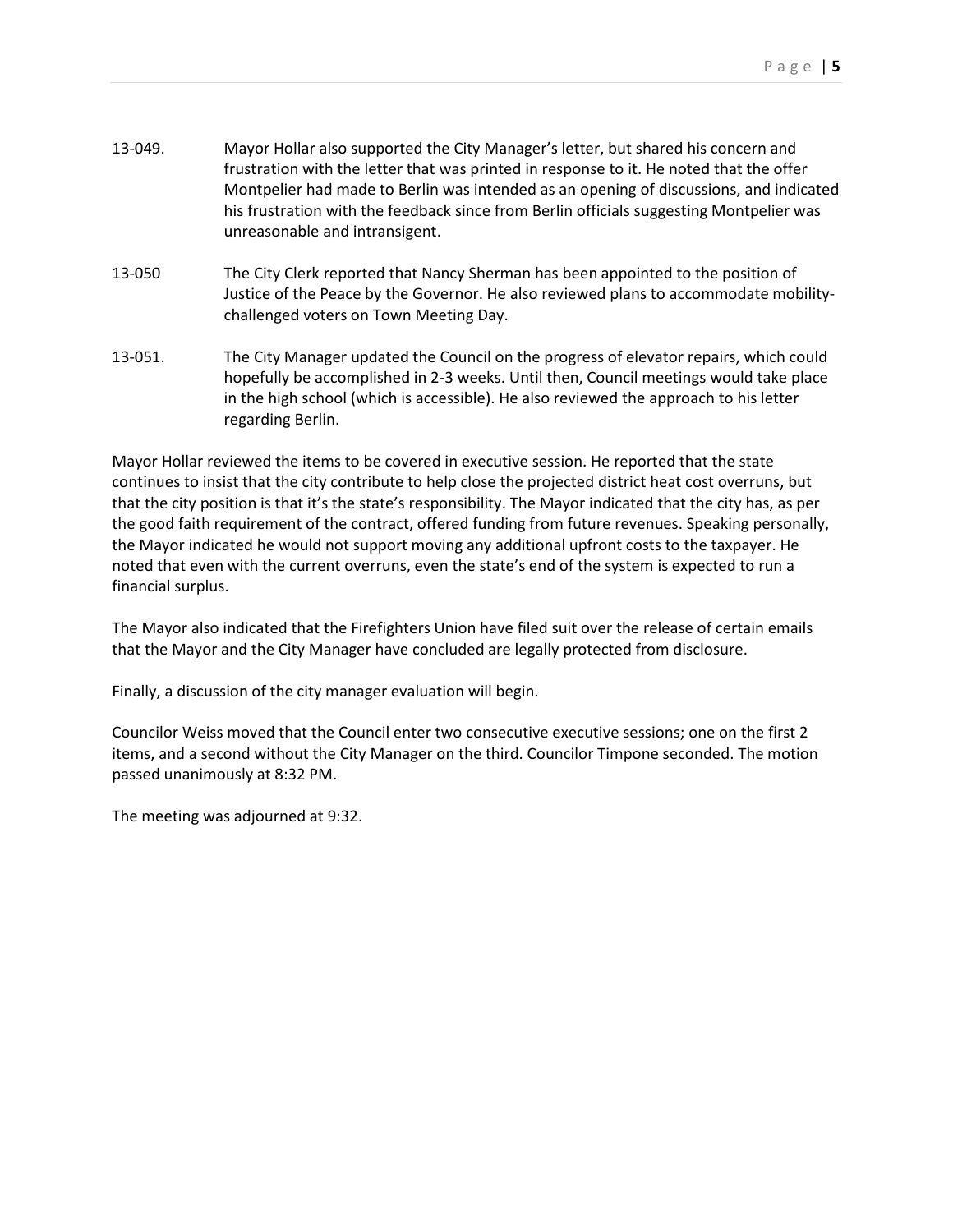13-049. Mayor Hollar also supported the City Manager's letter, but shared his concern and frustration with the letter that was printed in response to it. He noted that the offer Montpelier had made to Berlin was intended as an opening of discussions, and indicated his frustration with the feedback since from Berlin officials suggesting Montpelier was unreasonable and intransigent.

13-050 The City Clerk reported that Nancy Sherman has been appointed to the position of Justice of the Peace by the Governor. He also reviewed plans to accommodate mobility-challenged voters on Town Meeting Day.

13-051. The City Manager updated the Council on the progress of elevator repairs, which could hopefully be accomplished in 2-3 weeks. Until then, Council meetings would take place in the high school (which is accessible). He also reviewed the approach to his letter regarding Berlin.

Mayor Hollar reviewed the items to be covered in executive session. He reported that the state continues to insist that the city contribute to help close the projected district heat cost overruns, but that the city position is that it's the state's responsibility. The Mayor indicated that the city has, as per the good faith requirement of the contract, offered funding from future revenues. Speaking personally, the Mayor indicated he would not support moving any additional upfront costs to the taxpayer. He noted that even with the current overruns, even the state's end of the system is expected to run a financial surplus.

The Mayor also indicated that the Firefighters Union have filed suit over the release of certain emails that the Mayor and the City Manager have concluded are legally protected from disclosure.

Finally, a discussion of the city manager evaluation will begin.

Councilor Weiss moved that the Council enter two consecutive executive sessions; one on the first 2 items, and a second without the City Manager on the third. Councilor Timpone seconded. The motion passed unanimously at 8:32 PM.

The meeting was adjourned at 9:32.